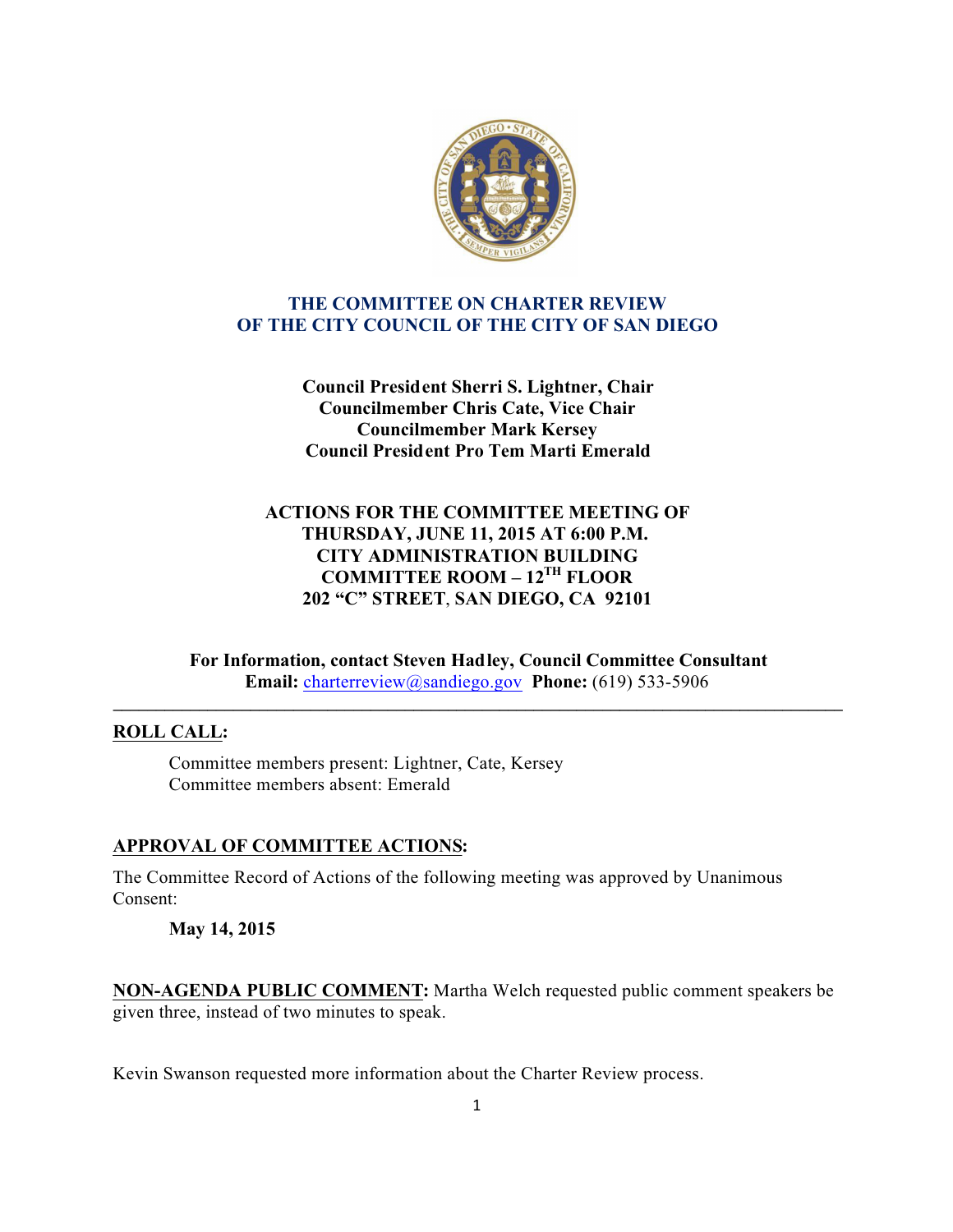# THE COMMITTEE ON CHARTER REVIEW
# OF THE CITY COUNCIL OF THE CITY OF SAN DIEGO

**Council President Sherri S. Lightner, Chair**
**Councilmember Chris Cate, Vice Chair**
**Councilmember Mark Kersey**
**Council President Pro Tem Marti Emerald**

**ACTIONS FOR THE COMMITTEE MEETING OF**
**THURSDAY, JUNE 11, 2015 AT 6:00 P.M.**
**CITY ADMINISTRATION BUILDING**
**COMMITTEE ROOM – 12TH FLOOR**
**202 "C" STREET, SAN DIEGO, CA 92101**

**For Information, contact Steven Hadley, Council Committee Consultant**
**Email:** charterreview@sandiego.gov **Phone:** (619) 533-5906

---

**ROLL CALL:**

Committee members present: Lightner, Cate, Kersey
Committee members absent: Emerald

**APPROVAL OF COMMITTEE ACTIONS:**

The Committee Record of Actions of the following meeting was approved by Unanimous Consent:

**May 14, 2015**

**NON-AGENDA PUBLIC COMMENT:** Martha Welch requested public comment speakers be given three, instead of two minutes to speak.

Kevin Swanson requested more information about the Charter Review process.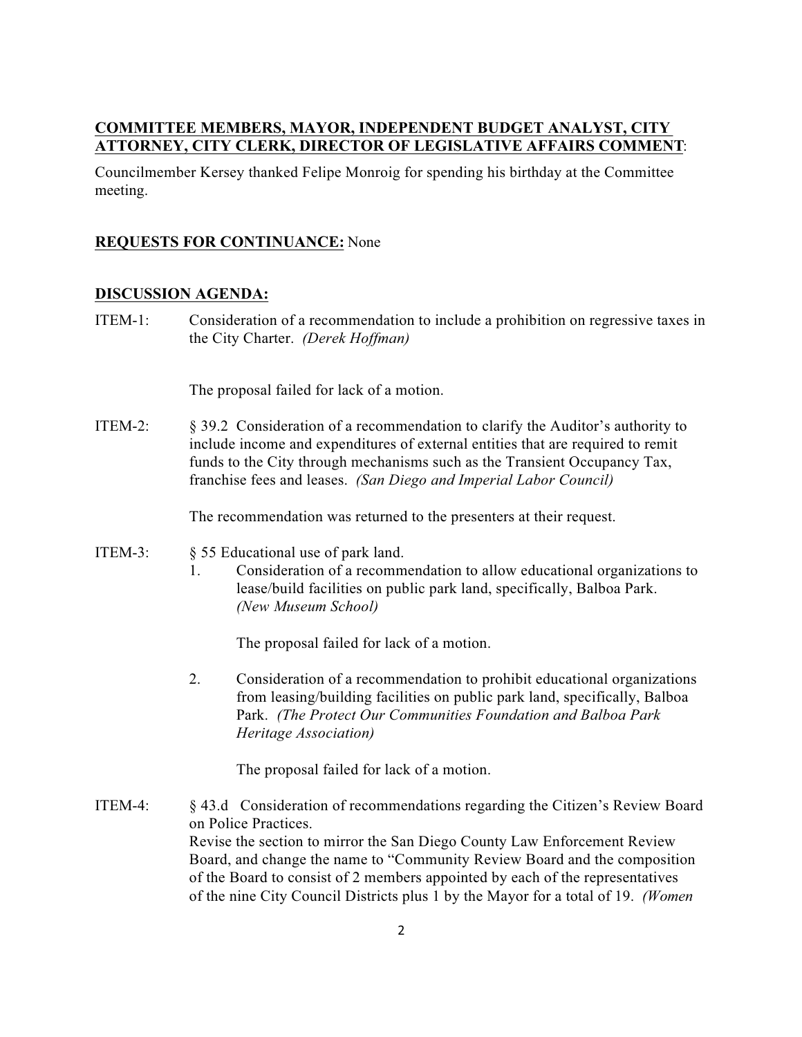**COMMITTEE MEMBERS, MAYOR, INDEPENDENT BUDGET ANALYST, CITY ATTORNEY, CITY CLERK, DIRECTOR OF LEGISLATIVE AFFAIRS COMMENT**:

Councilmember Kersey thanked Felipe Monroig for spending his birthday at the Committee meeting.

**REQUESTS FOR CONTINUANCE:** None

**DISCUSSION AGENDA:**

ITEM-1: Consideration of a recommendation to include a prohibition on regressive taxes in the City Charter. *(Derek Hoffman)*

The proposal failed for lack of a motion.

ITEM-2: § 39.2 Consideration of a recommendation to clarify the Auditor's authority to include income and expenditures of external entities that are required to remit funds to the City through mechanisms such as the Transient Occupancy Tax, franchise fees and leases. *(San Diego and Imperial Labor Council)*

The recommendation was returned to the presenters at their request.

ITEM-3: § 55 Educational use of park land.

1. Consideration of a recommendation to allow educational organizations to lease/build facilities on public park land, specifically, Balboa Park. *(New Museum School)*

   The proposal failed for lack of a motion.

2. Consideration of a recommendation to prohibit educational organizations from leasing/building facilities on public park land, specifically, Balboa Park. *(The Protect Our Communities Foundation and Balboa Park Heritage Association)*

   The proposal failed for lack of a motion.

ITEM-4: § 43.d Consideration of recommendations regarding the Citizen's Review Board on Police Practices.
Revise the section to mirror the San Diego County Law Enforcement Review Board, and change the name to "Community Review Board and the composition of the Board to consist of 2 members appointed by each of the representatives of the nine City Council Districts plus 1 by the Mayor for a total of 19. *(Women*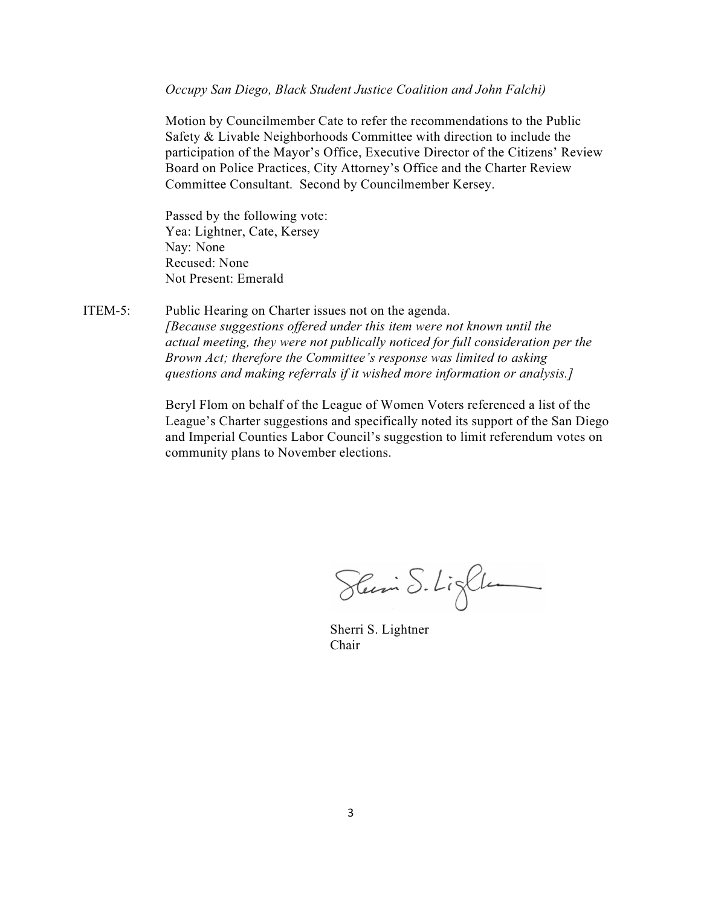*Occupy San Diego, Black Student Justice Coalition and John Falchi)*

Motion by Councilmember Cate to refer the recommendations to the Public Safety & Livable Neighborhoods Committee with direction to include the participation of the Mayor's Office, Executive Director of the Citizens' Review Board on Police Practices, City Attorney's Office and the Charter Review Committee Consultant. Second by Councilmember Kersey.

Passed by the following vote:
Yea: Lightner, Cate, Kersey
Nay: None
Recused: None
Not Present: Emerald

ITEM-5: Public Hearing on Charter issues not on the agenda.
*[Because suggestions offered under this item were not known until the actual meeting, they were not publically noticed for full consideration per the Brown Act; therefore the Committee's response was limited to asking questions and making referrals if it wished more information or analysis.]*

Beryl Flom on behalf of the League of Women Voters referenced a list of the League's Charter suggestions and specifically noted its support of the San Diego and Imperial Counties Labor Council's suggestion to limit referendum votes on community plans to November elections.

Sherri S. Lightner
Chair